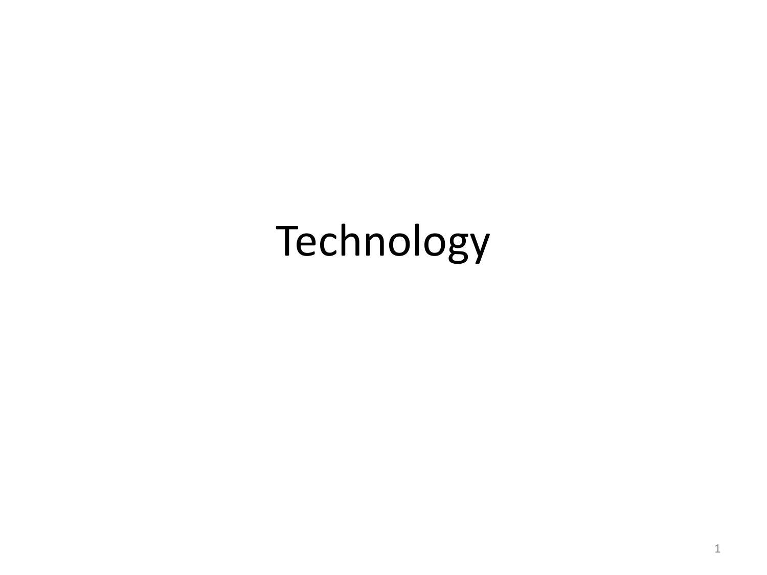# Technology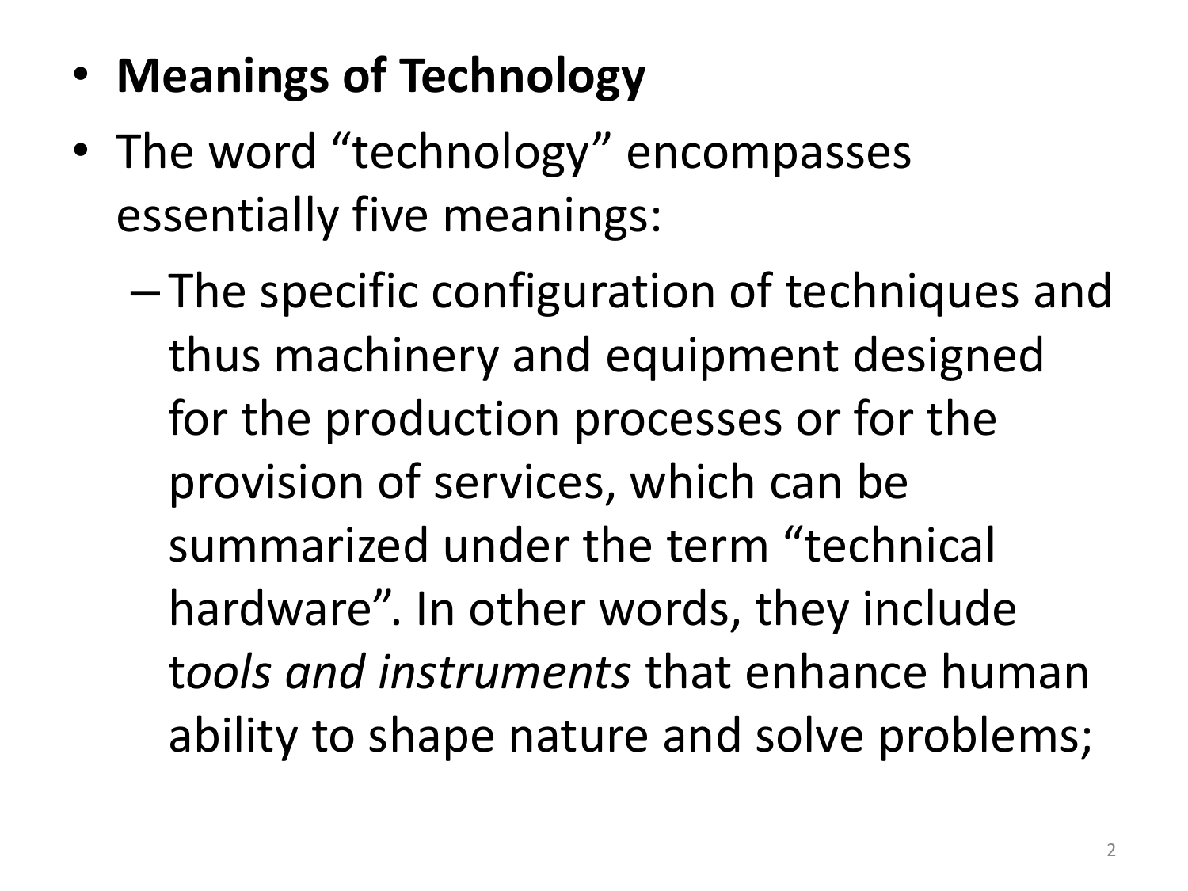- **Meanings of Technology**
- The word "technology" encompasses essentially five meanings:
  - The specific configuration of techniques and thus machinery and equipment designed for the production processes or for the provision of services, which can be summarized under the term "technical hardware". In other words, they include t*ools and instruments* that enhance human ability to shape nature and solve problems;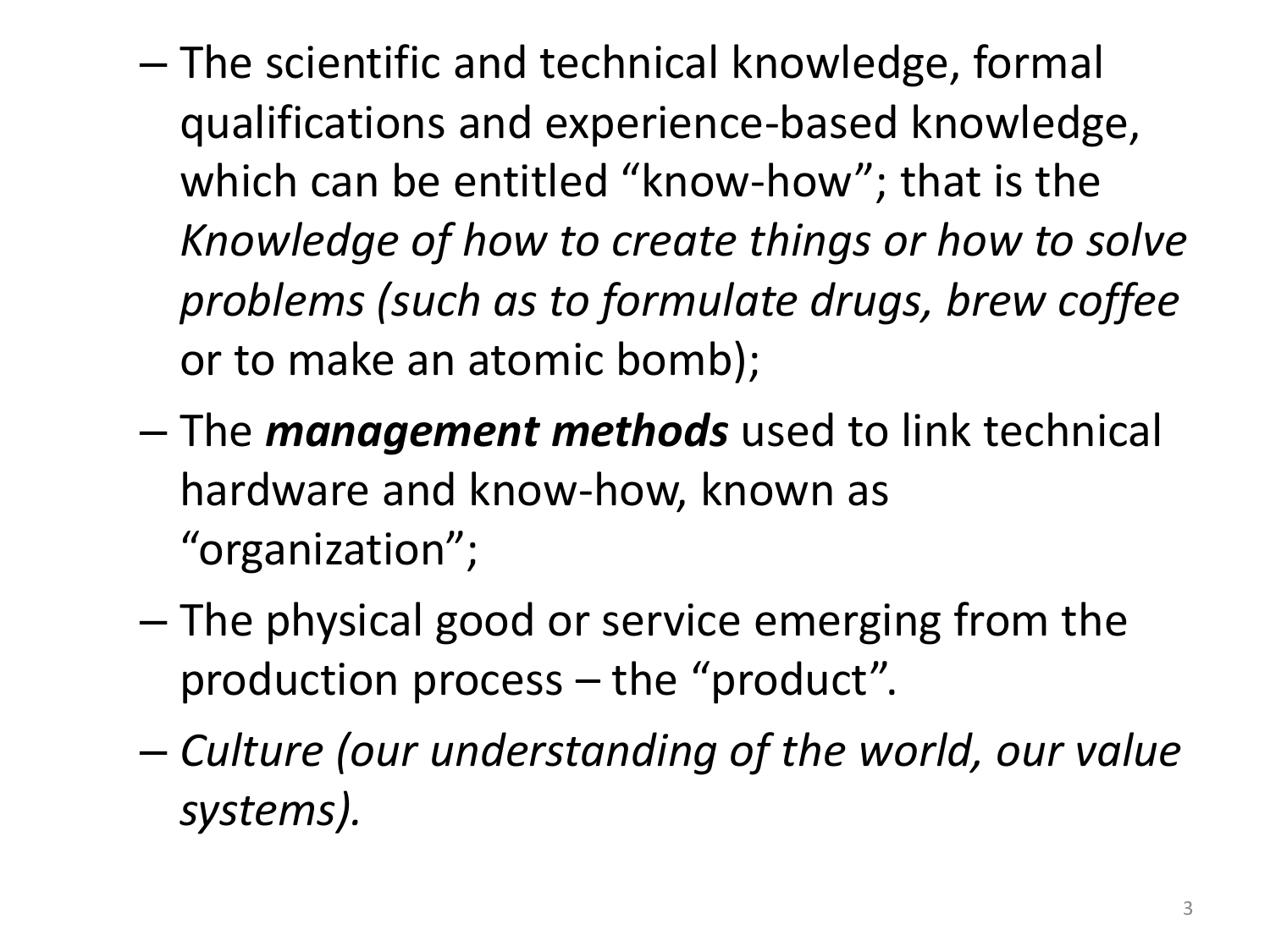- The scientific and technical knowledge, formal qualifications and experience-based knowledge, which can be entitled "know-how"; that is the *Knowledge of how to create things or how to solve problems (such as to formulate drugs, brew coffee* or to make an atomic bomb);
- The ***management methods*** used to link technical hardware and know-how, known as "organization";
- The physical good or service emerging from the production process – the "product".
- *Culture (our understanding of the world, our value systems).*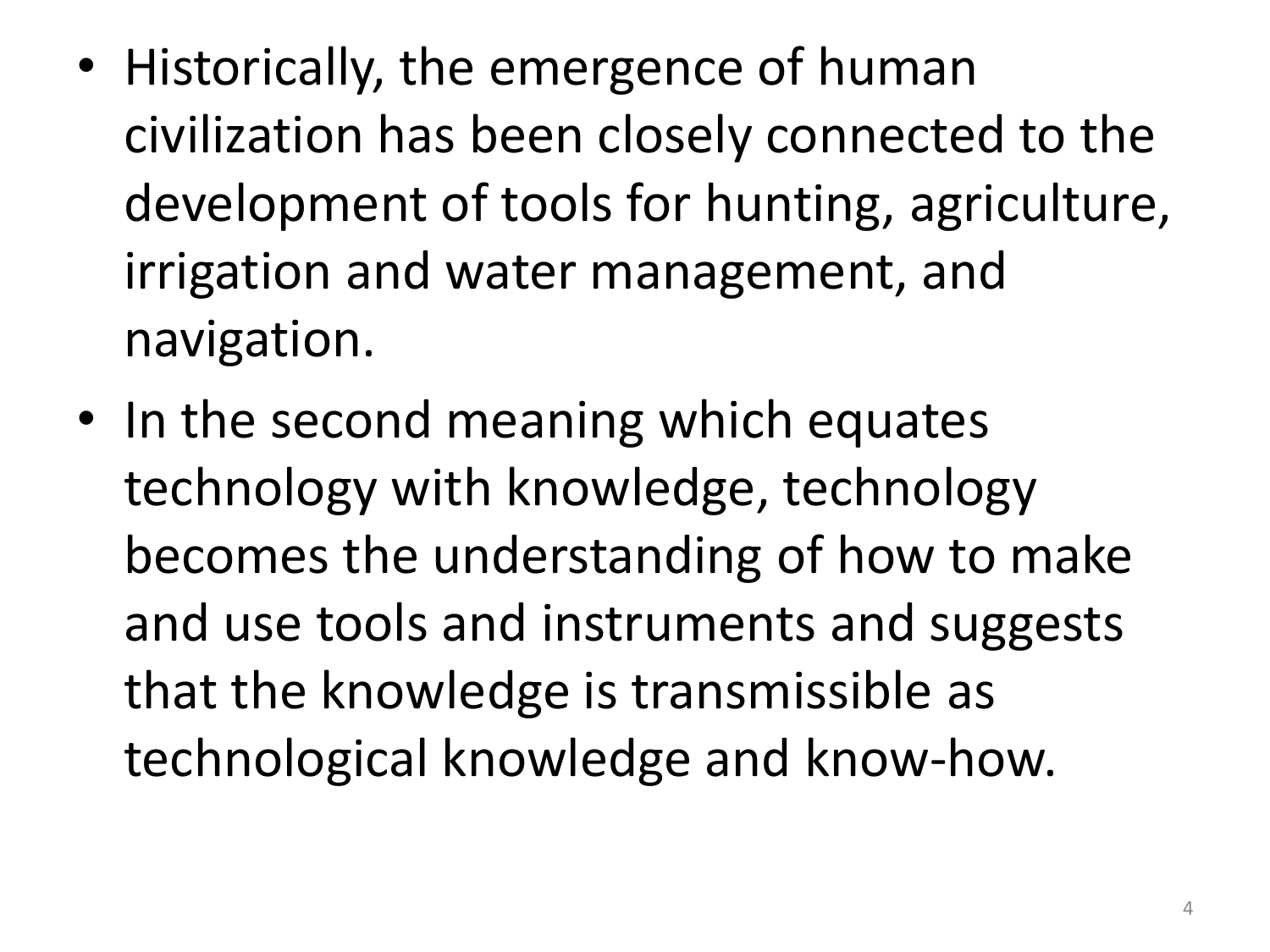- Historically, the emergence of human civilization has been closely connected to the development of tools for hunting, agriculture, irrigation and water management, and navigation.
- In the second meaning which equates technology with knowledge, technology becomes the understanding of how to make and use tools and instruments and suggests that the knowledge is transmissible as technological knowledge and know-how.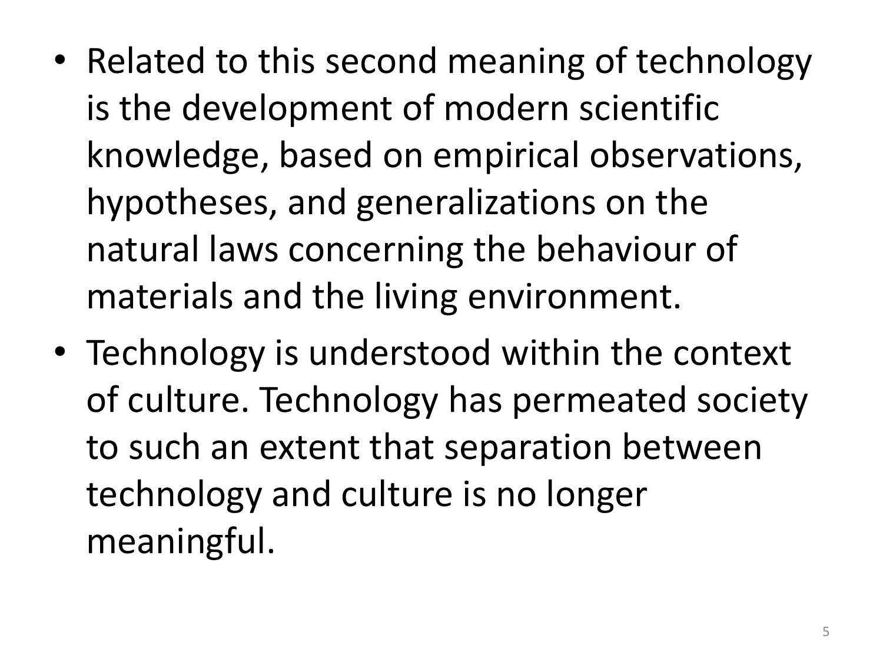- Related to this second meaning of technology is the development of modern scientific knowledge, based on empirical observations, hypotheses, and generalizations on the natural laws concerning the behaviour of materials and the living environment.
- Technology is understood within the context of culture. Technology has permeated society to such an extent that separation between technology and culture is no longer meaningful.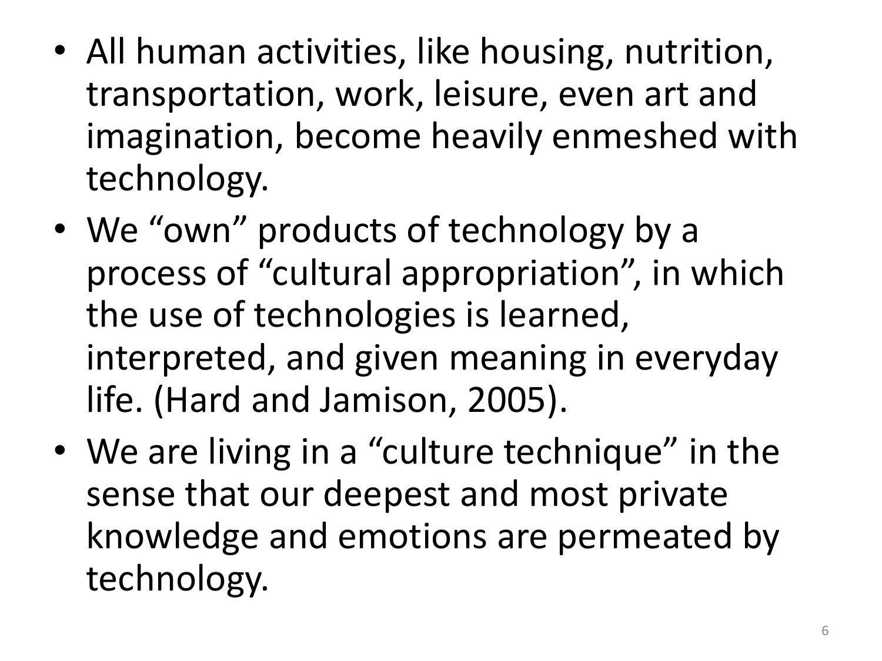- All human activities, like housing, nutrition, transportation, work, leisure, even art and imagination, become heavily enmeshed with technology.
- We "own" products of technology by a process of "cultural appropriation", in which the use of technologies is learned, interpreted, and given meaning in everyday life. (Hard and Jamison, 2005).
- We are living in a "culture technique" in the sense that our deepest and most private knowledge and emotions are permeated by technology.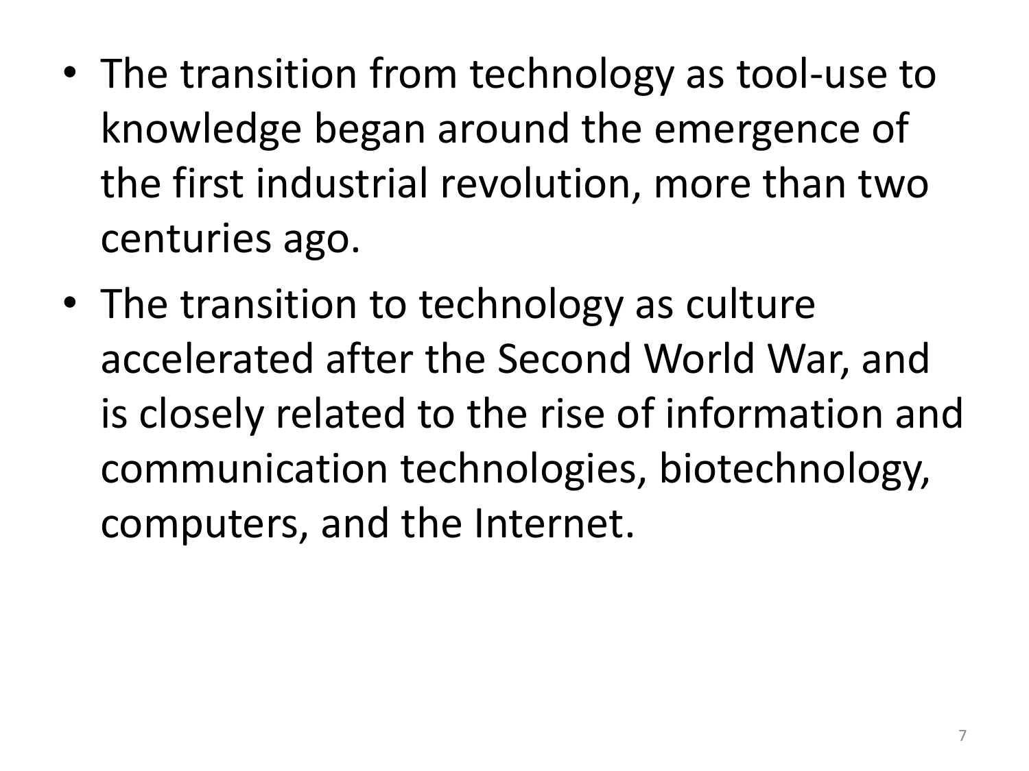- The transition from technology as tool-use to knowledge began around the emergence of the first industrial revolution, more than two centuries ago.
- The transition to technology as culture accelerated after the Second World War, and is closely related to the rise of information and communication technologies, biotechnology, computers, and the Internet.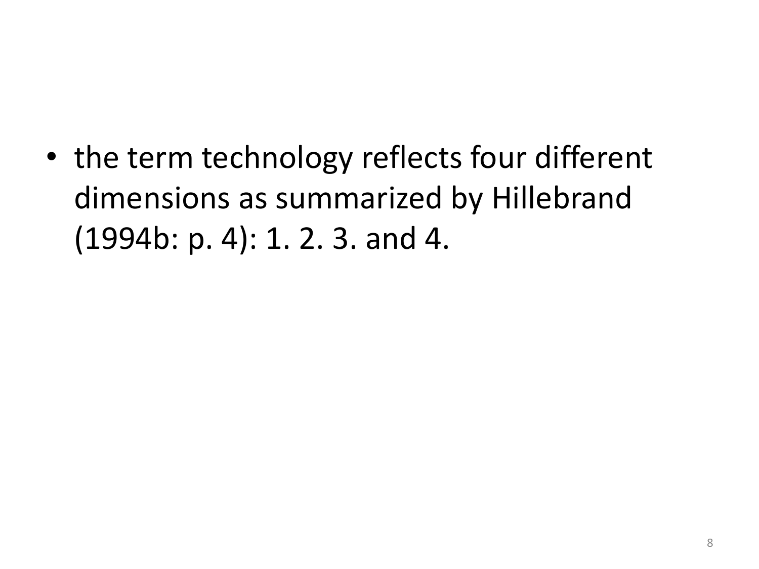- the term technology reflects four different dimensions as summarized by Hillebrand (1994b: p. 4): 1. 2. 3. and 4.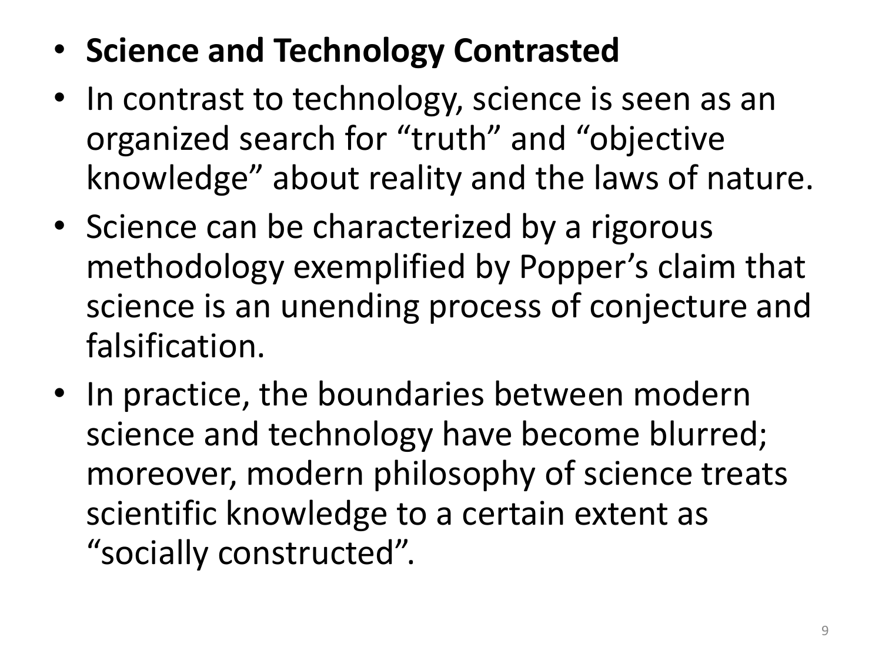- **Science and Technology Contrasted**
- In contrast to technology, science is seen as an organized search for “truth” and “objective knowledge” about reality and the laws of nature.
- Science can be characterized by a rigorous methodology exemplified by Popper’s claim that science is an unending process of conjecture and falsification.
- In practice, the boundaries between modern science and technology have become blurred; moreover, modern philosophy of science treats scientific knowledge to a certain extent as “socially constructed”.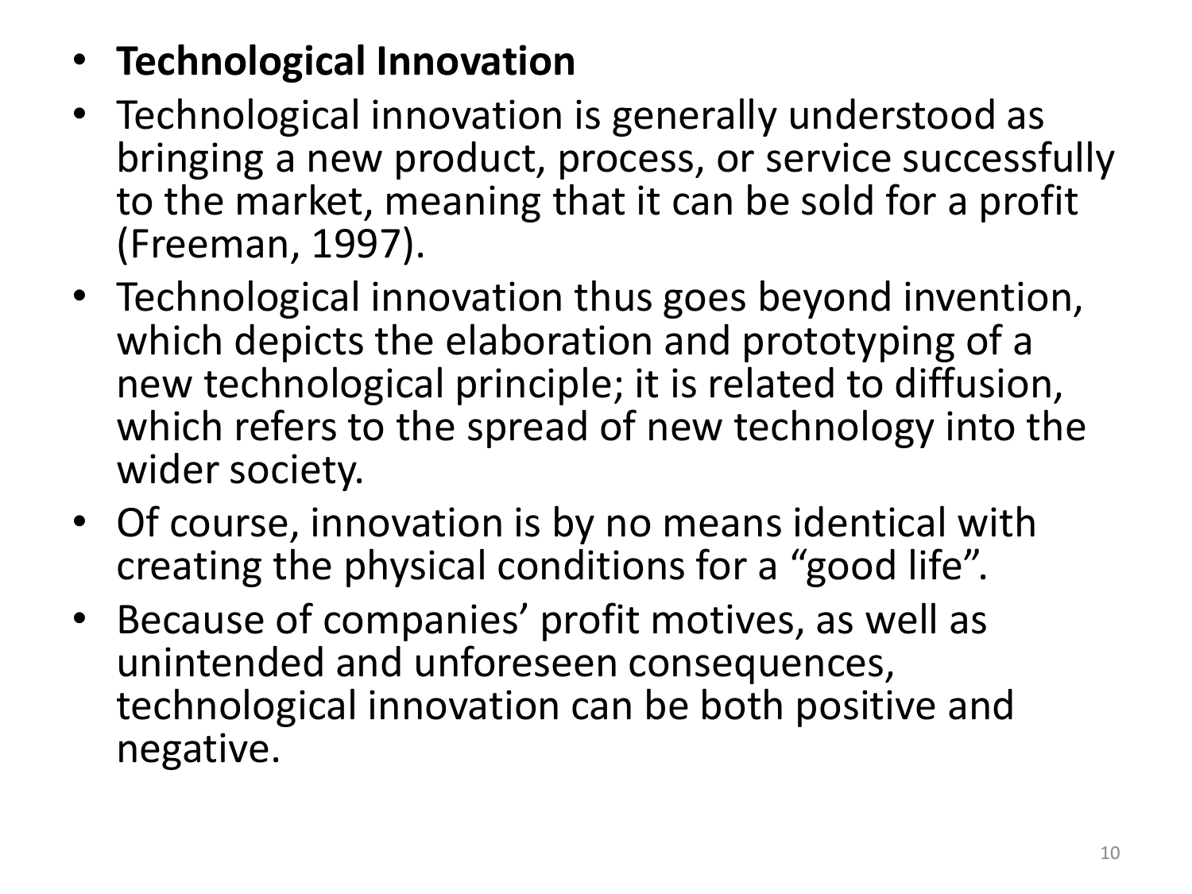- **Technological Innovation**
- Technological innovation is generally understood as bringing a new product, process, or service successfully to the market, meaning that it can be sold for a profit (Freeman, 1997).
- Technological innovation thus goes beyond invention, which depicts the elaboration and prototyping of a new technological principle; it is related to diffusion, which refers to the spread of new technology into the wider society.
- Of course, innovation is by no means identical with creating the physical conditions for a "good life".
- Because of companies' profit motives, as well as unintended and unforeseen consequences, technological innovation can be both positive and negative.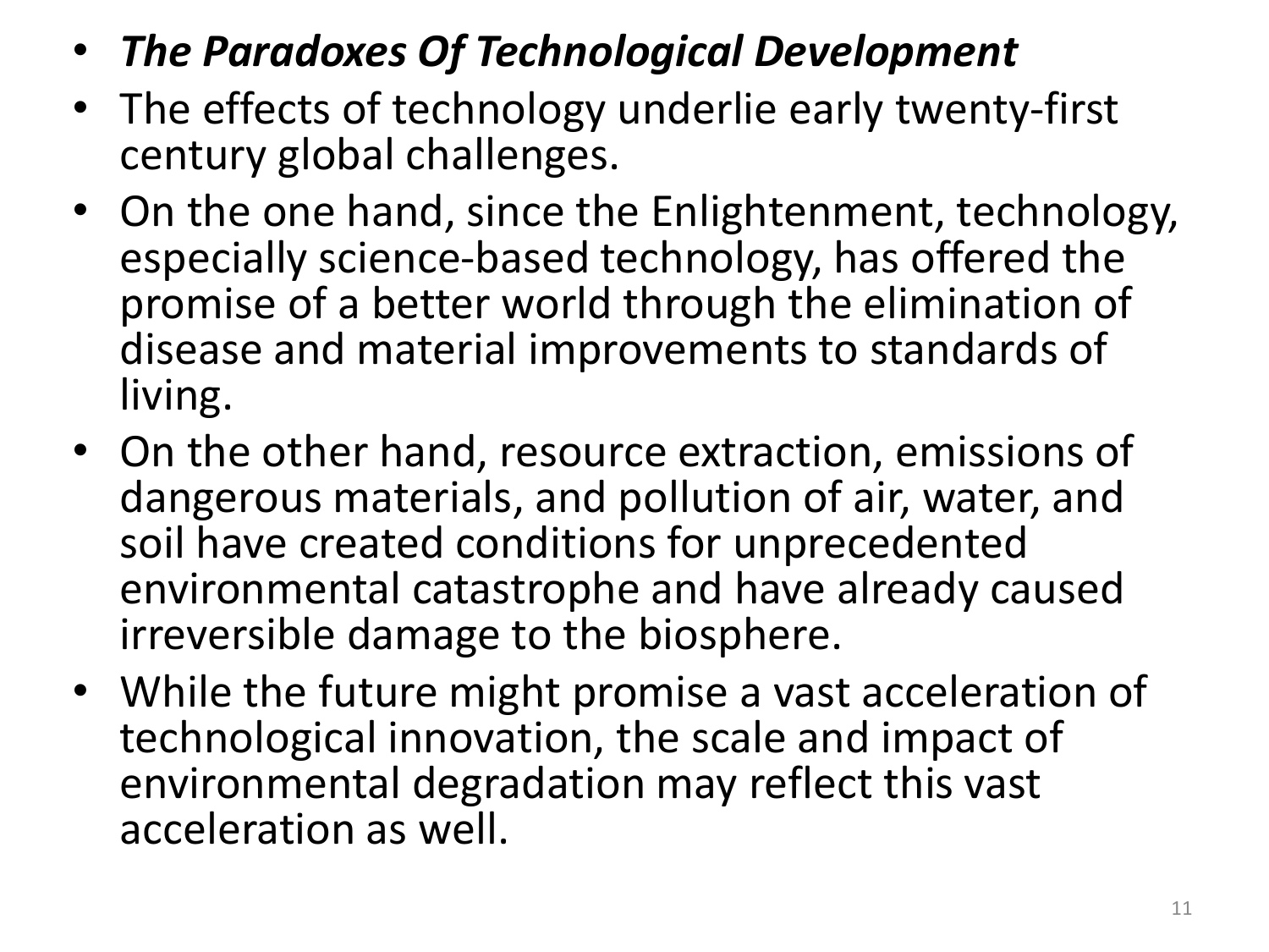- ***The Paradoxes Of Technological Development***
- The effects of technology underlie early twenty-first century global challenges.
- On the one hand, since the Enlightenment, technology, especially science-based technology, has offered the promise of a better world through the elimination of disease and material improvements to standards of living.
- On the other hand, resource extraction, emissions of dangerous materials, and pollution of air, water, and soil have created conditions for unprecedented environmental catastrophe and have already caused irreversible damage to the biosphere.
- While the future might promise a vast acceleration of technological innovation, the scale and impact of environmental degradation may reflect this vast acceleration as well.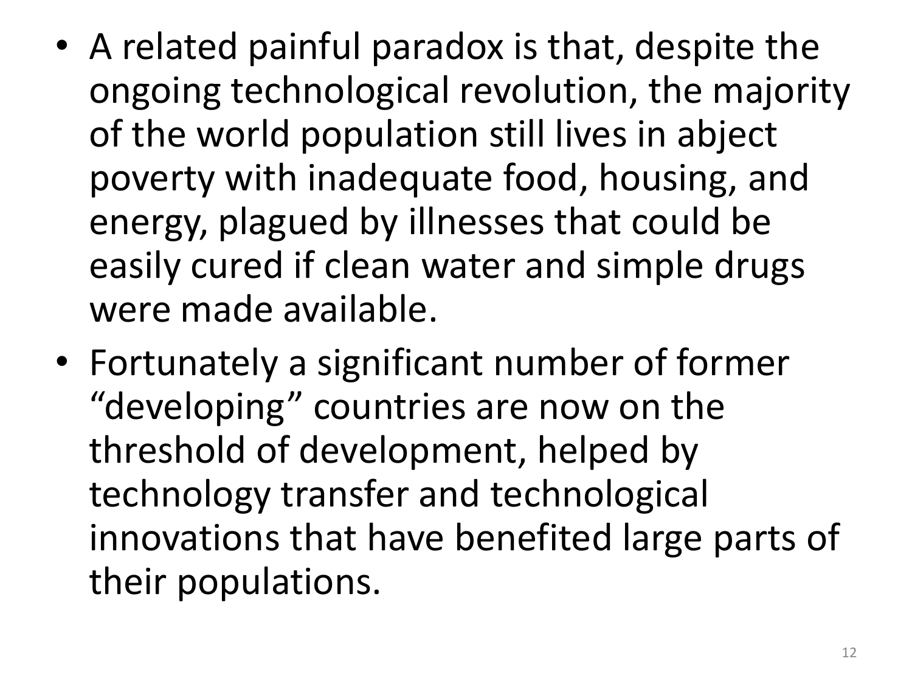- A related painful paradox is that, despite the ongoing technological revolution, the majority of the world population still lives in abject poverty with inadequate food, housing, and energy, plagued by illnesses that could be easily cured if clean water and simple drugs were made available.
- Fortunately a significant number of former "developing" countries are now on the threshold of development, helped by technology transfer and technological innovations that have benefited large parts of their populations.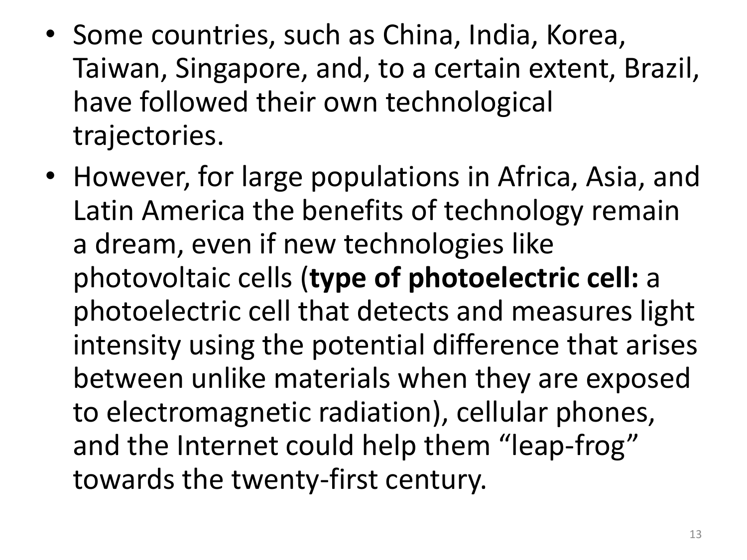- Some countries, such as China, India, Korea, Taiwan, Singapore, and, to a certain extent, Brazil, have followed their own technological trajectories.
- However, for large populations in Africa, Asia, and Latin America the benefits of technology remain a dream, even if new technologies like photovoltaic cells (**type of photoelectric cell:** a photoelectric cell that detects and measures light intensity using the potential difference that arises between unlike materials when they are exposed to electromagnetic radiation), cellular phones, and the Internet could help them "leap-frog" towards the twenty-first century.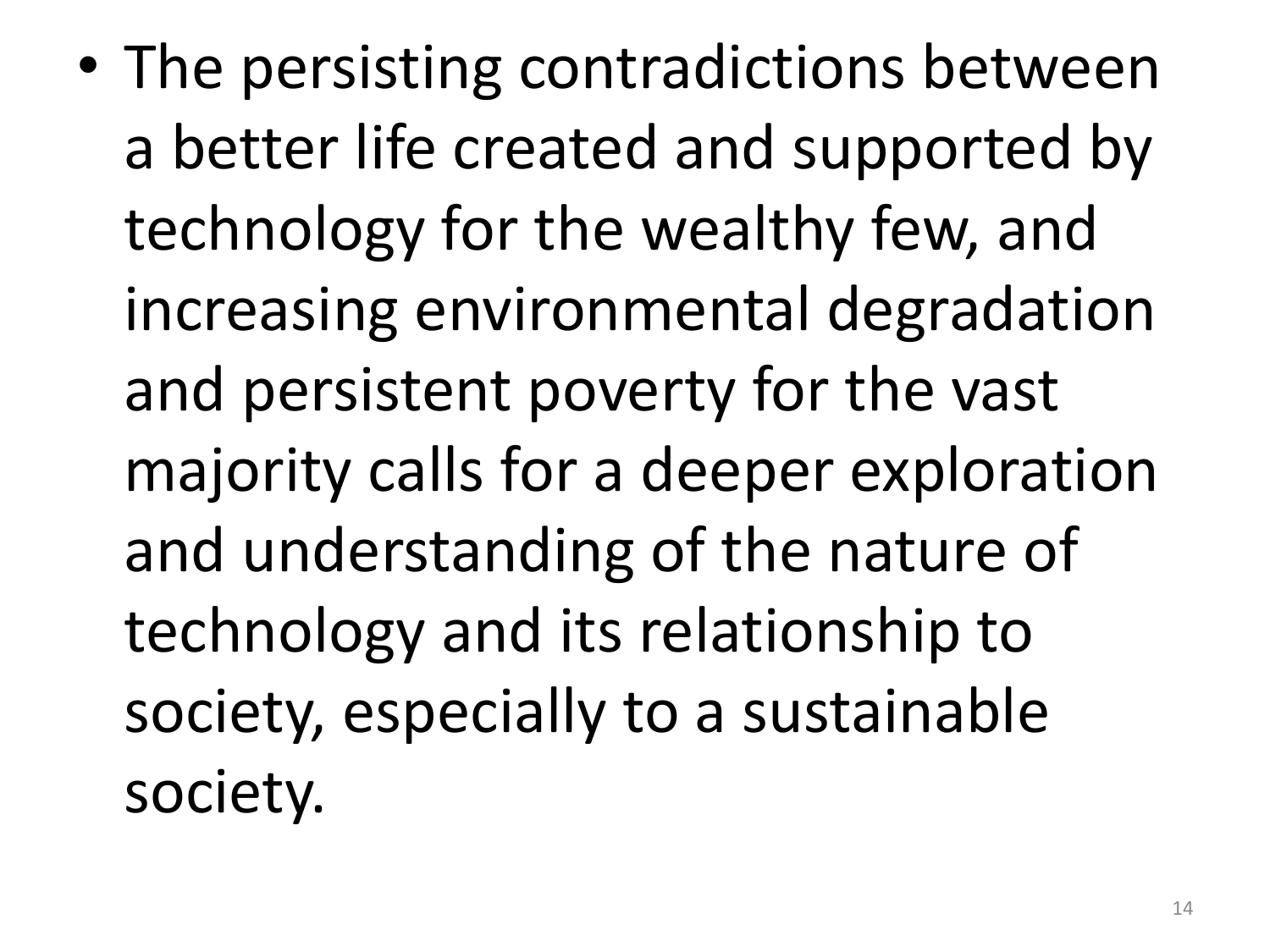- The persisting contradictions between a better life created and supported by technology for the wealthy few, and increasing environmental degradation and persistent poverty for the vast majority calls for a deeper exploration and understanding of the nature of technology and its relationship to society, especially to a sustainable society.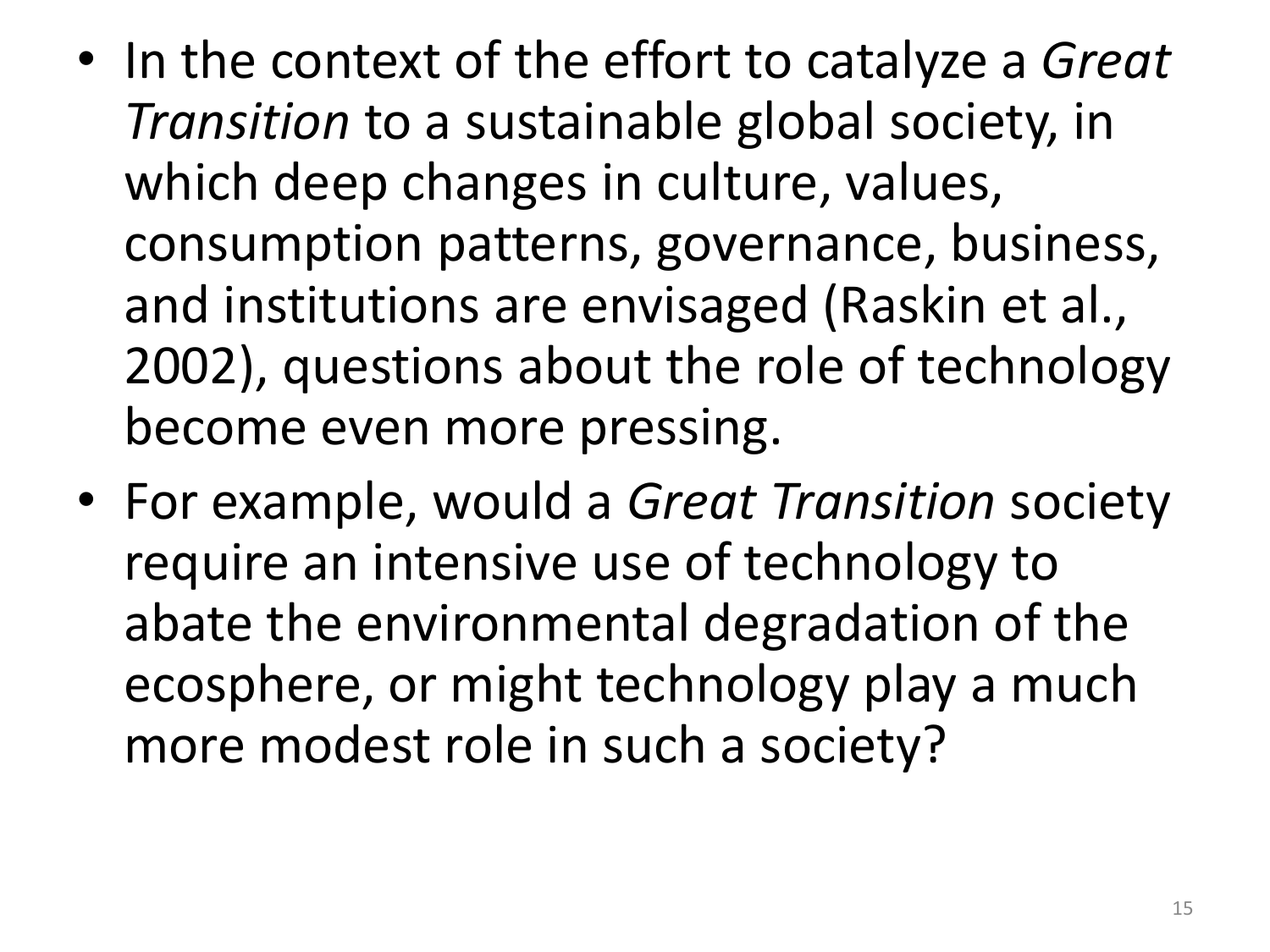- In the context of the effort to catalyze a *Great Transition* to a sustainable global society, in which deep changes in culture, values, consumption patterns, governance, business, and institutions are envisaged (Raskin et al., 2002), questions about the role of technology become even more pressing.
- For example, would a *Great Transition* society require an intensive use of technology to abate the environmental degradation of the ecosphere, or might technology play a much more modest role in such a society?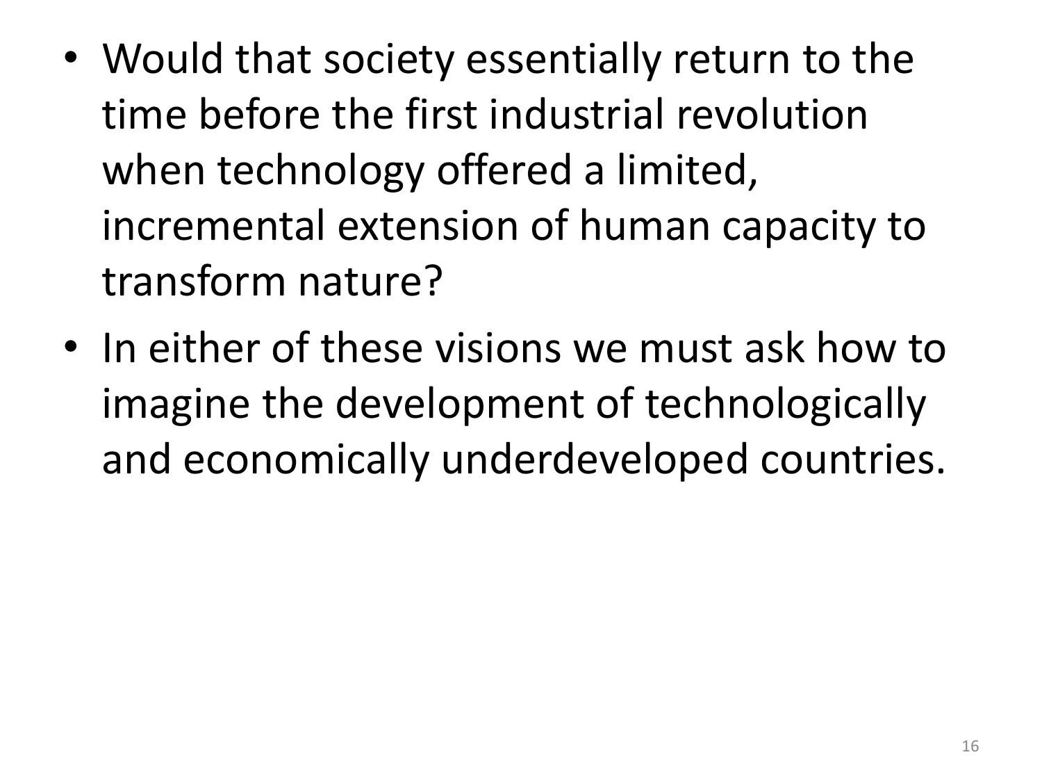- Would that society essentially return to the time before the first industrial revolution when technology offered a limited, incremental extension of human capacity to transform nature?
- In either of these visions we must ask how to imagine the development of technologically and economically underdeveloped countries.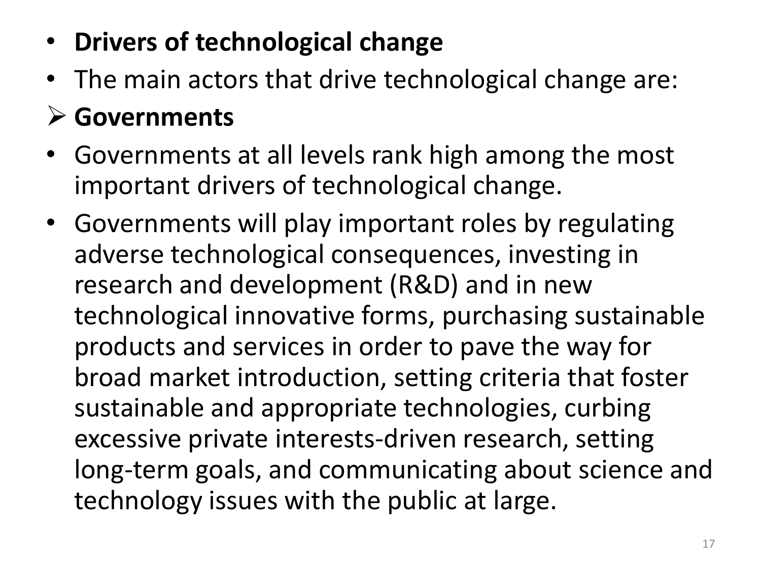- **Drivers of technological change**
- The main actors that drive technological change are:

➢ **Governments**

- Governments at all levels rank high among the most important drivers of technological change.
- Governments will play important roles by regulating adverse technological consequences, investing in research and development (R&D) and in new technological innovative forms, purchasing sustainable products and services in order to pave the way for broad market introduction, setting criteria that foster sustainable and appropriate technologies, curbing excessive private interests-driven research, setting long-term goals, and communicating about science and technology issues with the public at large.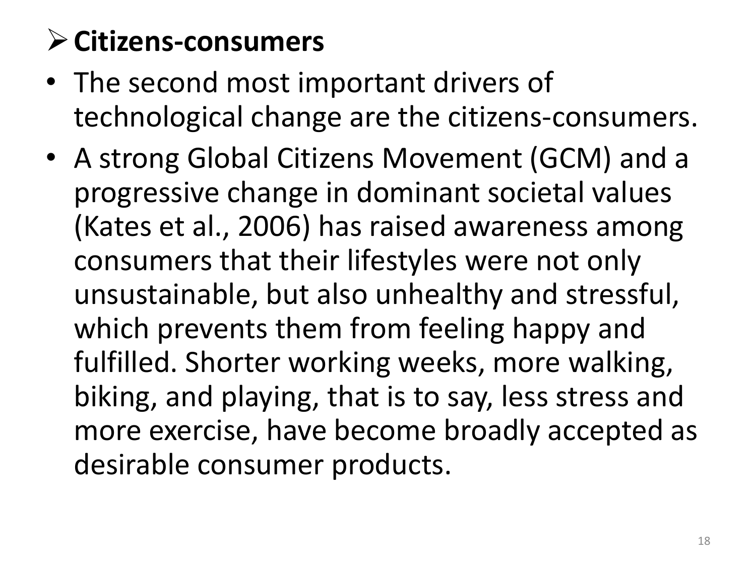- **Citizens-consumers**

- The second most important drivers of technological change are the citizens-consumers.
- A strong Global Citizens Movement (GCM) and a progressive change in dominant societal values (Kates et al., 2006) has raised awareness among consumers that their lifestyles were not only unsustainable, but also unhealthy and stressful, which prevents them from feeling happy and fulfilled. Shorter working weeks, more walking, biking, and playing, that is to say, less stress and more exercise, have become broadly accepted as desirable consumer products.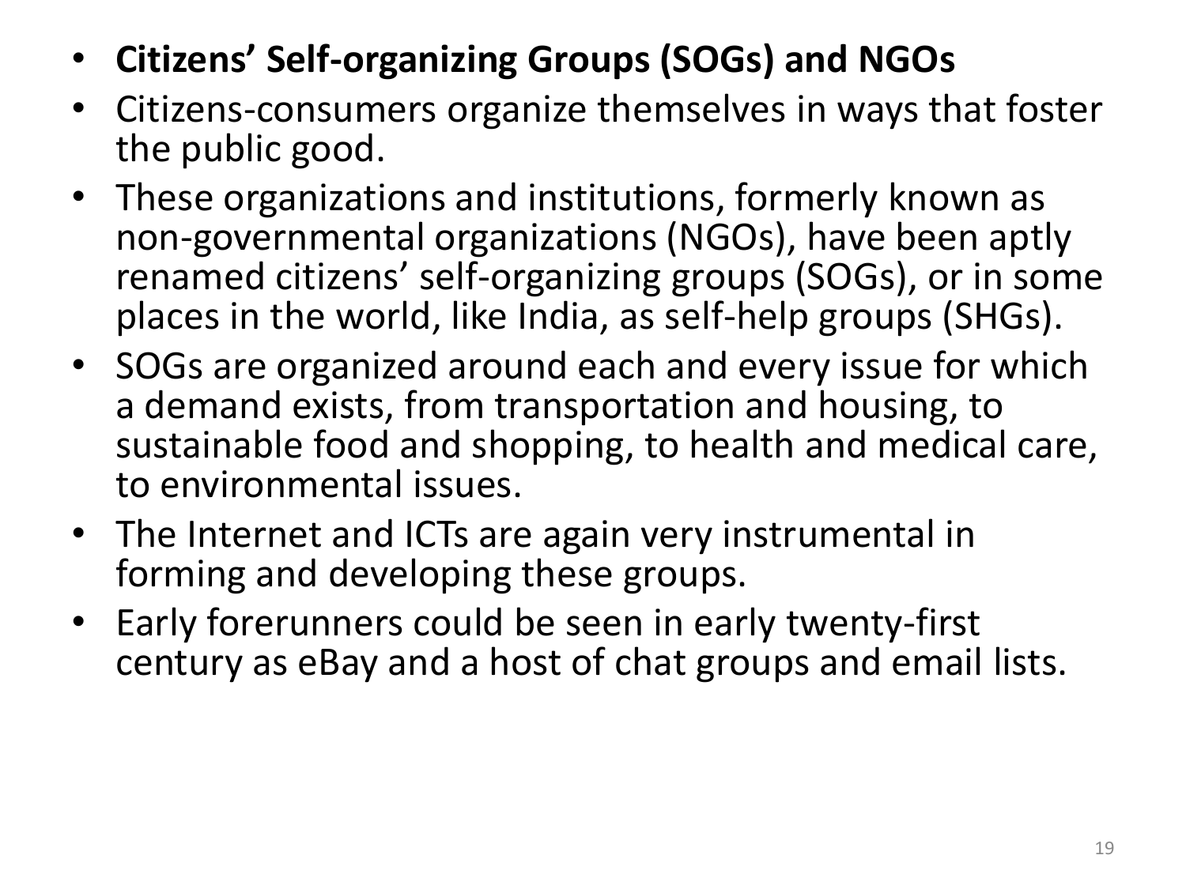- **Citizens' Self-organizing Groups (SOGs) and NGOs**
- Citizens-consumers organize themselves in ways that foster the public good.
- These organizations and institutions, formerly known as non-governmental organizations (NGOs), have been aptly renamed citizens' self-organizing groups (SOGs), or in some places in the world, like India, as self-help groups (SHGs).
- SOGs are organized around each and every issue for which a demand exists, from transportation and housing, to sustainable food and shopping, to health and medical care, to environmental issues.
- The Internet and ICTs are again very instrumental in forming and developing these groups.
- Early forerunners could be seen in early twenty-first century as eBay and a host of chat groups and email lists.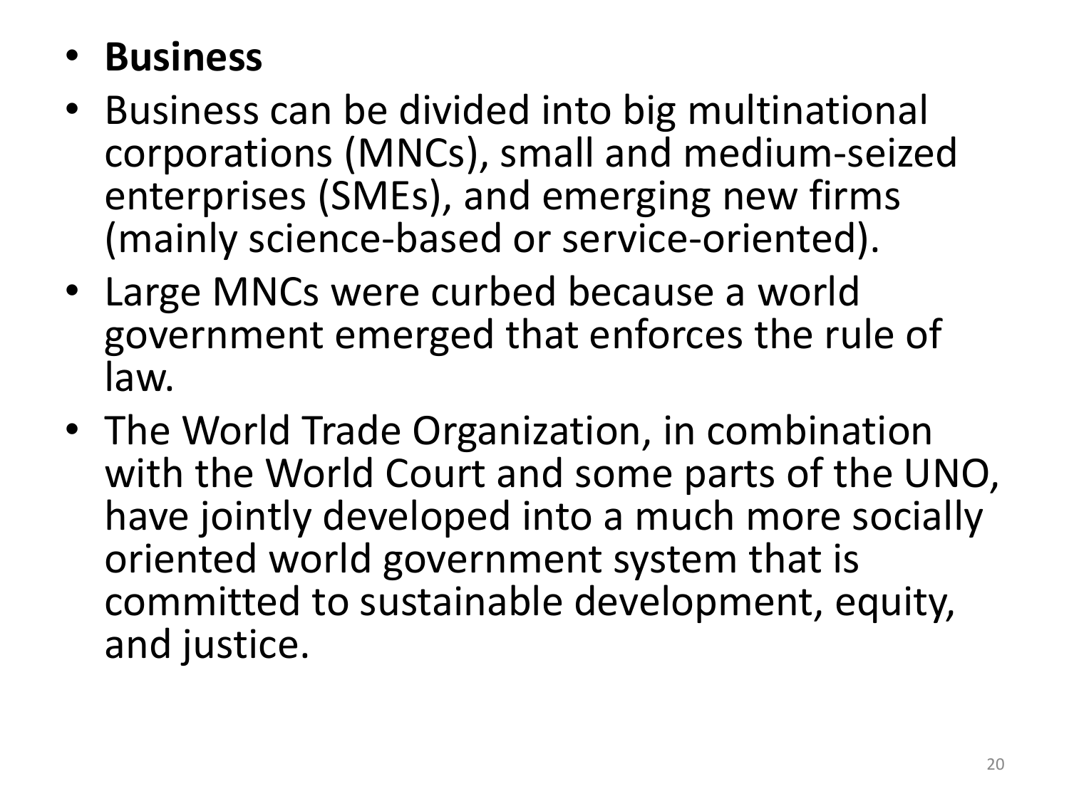- **Business**
- Business can be divided into big multinational corporations (MNCs), small and medium-seized enterprises (SMEs), and emerging new firms (mainly science-based or service-oriented).
- Large MNCs were curbed because a world government emerged that enforces the rule of law.
- The World Trade Organization, in combination with the World Court and some parts of the UNO, have jointly developed into a much more socially oriented world government system that is committed to sustainable development, equity, and justice.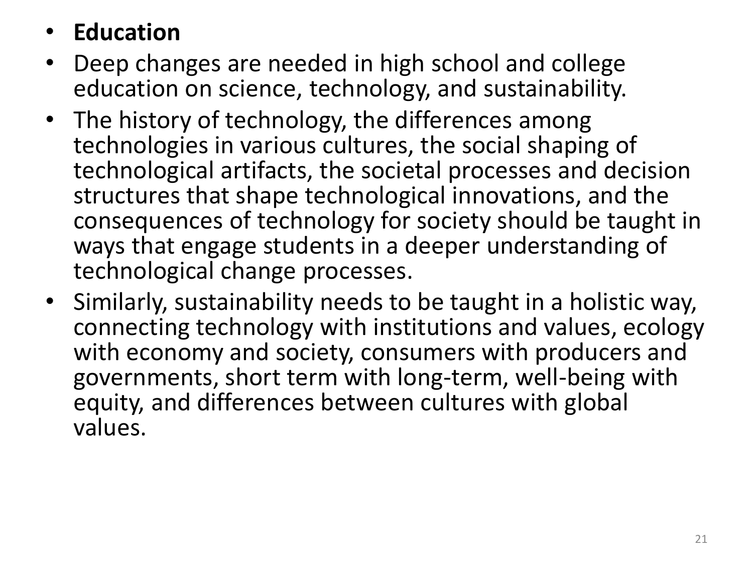- **Education**
- Deep changes are needed in high school and college education on science, technology, and sustainability.
- The history of technology, the differences among technologies in various cultures, the social shaping of technological artifacts, the societal processes and decision structures that shape technological innovations, and the consequences of technology for society should be taught in ways that engage students in a deeper understanding of technological change processes.
- Similarly, sustainability needs to be taught in a holistic way, connecting technology with institutions and values, ecology with economy and society, consumers with producers and governments, short term with long-term, well-being with equity, and differences between cultures with global values.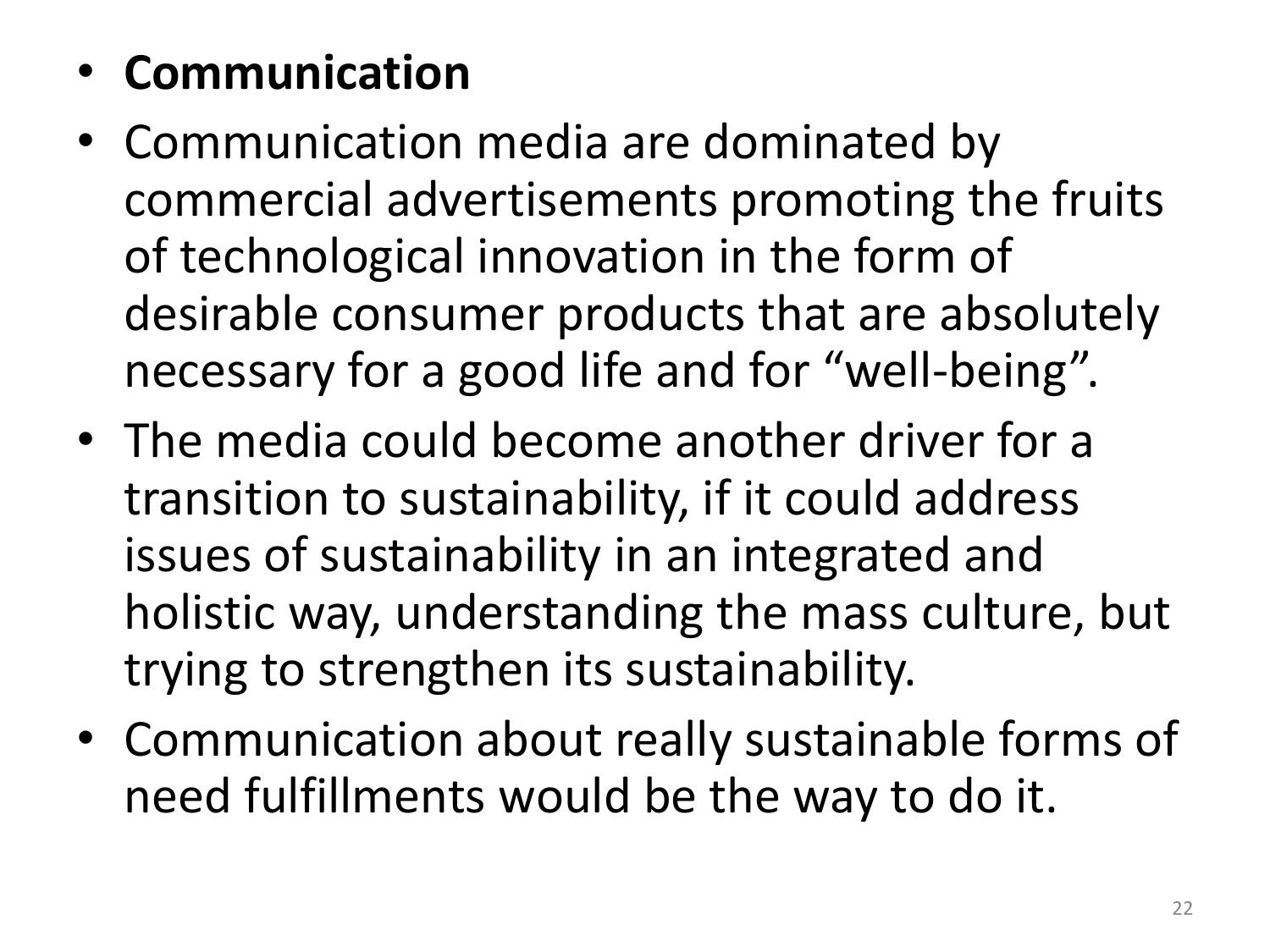- **Communication**
- Communication media are dominated by commercial advertisements promoting the fruits of technological innovation in the form of desirable consumer products that are absolutely necessary for a good life and for “well-being”.
- The media could become another driver for a transition to sustainability, if it could address issues of sustainability in an integrated and holistic way, understanding the mass culture, but trying to strengthen its sustainability.
- Communication about really sustainable forms of need fulfillments would be the way to do it.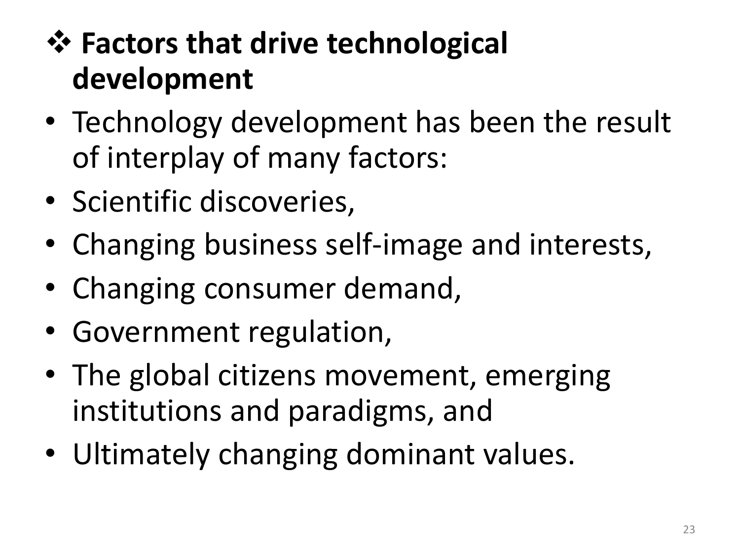## ❖ Factors that drive technological development

- Technology development has been the result of interplay of many factors:
- Scientific discoveries,
- Changing business self-image and interests,
- Changing consumer demand,
- Government regulation,
- The global citizens movement, emerging institutions and paradigms, and
- Ultimately changing dominant values.